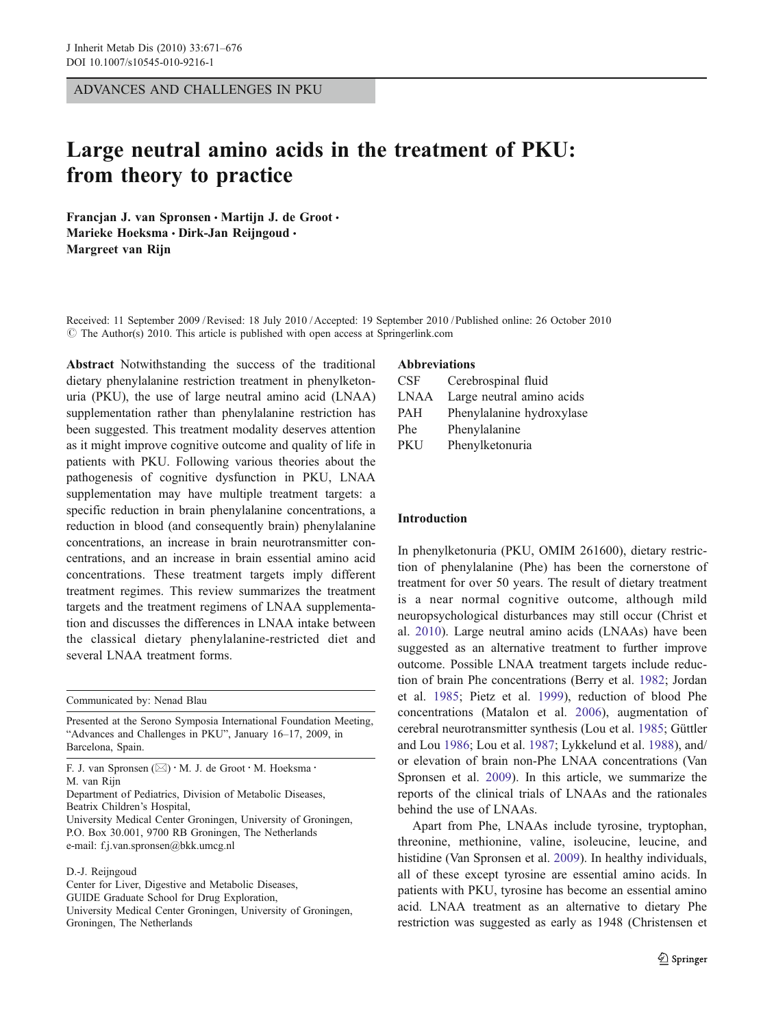ADVANCES AND CHALLENGES IN PKU

# Large neutral amino acids in the treatment of PKU: from theory to practice

**Francjan J. van Spronsen · Martijn J. de Groot · Marieke Hoeksma · Dirk-Jan Reijngoud · Margreet van Rijn**

Received: 11 September 2009 / Revised: 18 July 2010 / Accepted: 19 September 2010 / Published online: 26 October 2010
© The Author(s) 2010. This article is published with open access at Springerlink.com

**Abstract** Notwithstanding the success of the traditional dietary phenylalanine restriction treatment in phenylketonuria (PKU), the use of large neutral amino acid (LNAA) supplementation rather than phenylalanine restriction has been suggested. This treatment modality deserves attention as it might improve cognitive outcome and quality of life in patients with PKU. Following various theories about the pathogenesis of cognitive dysfunction in PKU, LNAA supplementation may have multiple treatment targets: a specific reduction in brain phenylalanine concentrations, a reduction in blood (and consequently brain) phenylalanine concentrations, an increase in brain neurotransmitter concentrations, and an increase in brain essential amino acid concentrations. These treatment targets imply different treatment regimes. This review summarizes the treatment targets and the treatment regimens of LNAA supplementation and discusses the differences in LNAA intake between the classical dietary phenylalanine-restricted diet and several LNAA treatment forms.

Communicated by: Nenad Blau

Presented at the Serono Symposia International Foundation Meeting, "Advances and Challenges in PKU", January 16–17, 2009, in Barcelona, Spain.

F. J. van Spronsen (✉) · M. J. de Groot · M. Hoeksma · M. van Rijn
Department of Pediatrics, Division of Metabolic Diseases, Beatrix Children's Hospital,
University Medical Center Groningen, University of Groningen,
P.O. Box 30.001, 9700 RB Groningen, The Netherlands
e-mail: f.j.van.spronsen@bkk.umcg.nl

D.-J. Reijngoud
Center for Liver, Digestive and Metabolic Diseases,
GUIDE Graduate School for Drug Exploration,
University Medical Center Groningen, University of Groningen,
Groningen, The Netherlands

**Abbreviations**

| | |
|---|---|
| CSF | Cerebrospinal fluid |
| LNAA | Large neutral amino acids |
| PAH | Phenylalanine hydroxylase |
| Phe | Phenylalanine |
| PKU | Phenylketonuria |

## Introduction

In phenylketonuria (PKU, OMIM 261600), dietary restriction of phenylalanine (Phe) has been the cornerstone of treatment for over 50 years. The result of dietary treatment is a near normal cognitive outcome, although mild neuropsychological disturbances may still occur (Christ et al. 2010). Large neutral amino acids (LNAAs) have been suggested as an alternative treatment to further improve outcome. Possible LNAA treatment targets include reduction of brain Phe concentrations (Berry et al. 1982; Jordan et al. 1985; Pietz et al. 1999), reduction of blood Phe concentrations (Matalon et al. 2006), augmentation of cerebral neurotransmitter synthesis (Lou et al. 1985; Güttler and Lou 1986; Lou et al. 1987; Lykkelund et al. 1988), and/or elevation of brain non-Phe LNAA concentrations (Van Spronsen et al. 2009). In this article, we summarize the reports of the clinical trials of LNAAs and the rationales behind the use of LNAAs.

Apart from Phe, LNAAs include tyrosine, tryptophan, threonine, methionine, valine, isoleucine, leucine, and histidine (Van Spronsen et al. 2009). In healthy individuals, all of these except tyrosine are essential amino acids. In patients with PKU, tyrosine has become an essential amino acid. LNAA treatment as an alternative to dietary Phe restriction was suggested as early as 1948 (Christensen et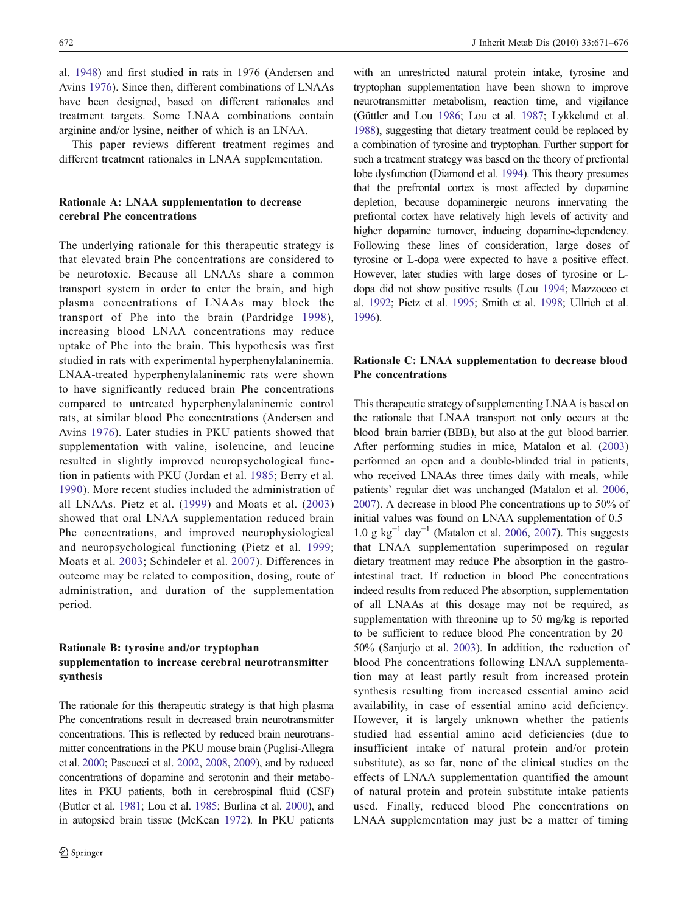al. 1948) and first studied in rats in 1976 (Andersen and Avins 1976). Since then, different combinations of LNAAs have been designed, based on different rationales and treatment targets. Some LNAA combinations contain arginine and/or lysine, neither of which is an LNAA.

This paper reviews different treatment regimes and different treatment rationales in LNAA supplementation.

## Rationale A: LNAA supplementation to decrease cerebral Phe concentrations

The underlying rationale for this therapeutic strategy is that elevated brain Phe concentrations are considered to be neurotoxic. Because all LNAAs share a common transport system in order to enter the brain, and high plasma concentrations of LNAAs may block the transport of Phe into the brain (Pardridge 1998), increasing blood LNAA concentrations may reduce uptake of Phe into the brain. This hypothesis was first studied in rats with experimental hyperphenylalaninemia. LNAA-treated hyperphenylalaninemic rats were shown to have significantly reduced brain Phe concentrations compared to untreated hyperphenylalaninemic control rats, at similar blood Phe concentrations (Andersen and Avins 1976). Later studies in PKU patients showed that supplementation with valine, isoleucine, and leucine resulted in slightly improved neuropsychological function in patients with PKU (Jordan et al. 1985; Berry et al. 1990). More recent studies included the administration of all LNAAs. Pietz et al. (1999) and Moats et al. (2003) showed that oral LNAA supplementation reduced brain Phe concentrations, and improved neurophysiological and neuropsychological functioning (Pietz et al. 1999; Moats et al. 2003; Schindeler et al. 2007). Differences in outcome may be related to composition, dosing, route of administration, and duration of the supplementation period.

## Rationale B: tyrosine and/or tryptophan supplementation to increase cerebral neurotransmitter synthesis

The rationale for this therapeutic strategy is that high plasma Phe concentrations result in decreased brain neurotransmitter concentrations. This is reflected by reduced brain neurotransmitter concentrations in the PKU mouse brain (Puglisi-Allegra et al. 2000; Pascucci et al. 2002, 2008, 2009), and by reduced concentrations of dopamine and serotonin and their metabolites in PKU patients, both in cerebrospinal fluid (CSF) (Butler et al. 1981; Lou et al. 1985; Burlina et al. 2000), and in autopsied brain tissue (McKean 1972). In PKU patients with an unrestricted natural protein intake, tyrosine and tryptophan supplementation have been shown to improve neurotransmitter metabolism, reaction time, and vigilance (Güttler and Lou 1986; Lou et al. 1987; Lykkelund et al. 1988), suggesting that dietary treatment could be replaced by a combination of tyrosine and tryptophan. Further support for such a treatment strategy was based on the theory of prefrontal lobe dysfunction (Diamond et al. 1994). This theory presumes that the prefrontal cortex is most affected by dopamine depletion, because dopaminergic neurons innervating the prefrontal cortex have relatively high levels of activity and higher dopamine turnover, inducing dopamine-dependency. Following these lines of consideration, large doses of tyrosine or L-dopa were expected to have a positive effect. However, later studies with large doses of tyrosine or L-dopa did not show positive results (Lou 1994; Mazzocco et al. 1992; Pietz et al. 1995; Smith et al. 1998; Ullrich et al. 1996).

## Rationale C: LNAA supplementation to decrease blood Phe concentrations

This therapeutic strategy of supplementing LNAA is based on the rationale that LNAA transport not only occurs at the blood–brain barrier (BBB), but also at the gut–blood barrier. After performing studies in mice, Matalon et al. (2003) performed an open and a double-blinded trial in patients, who received LNAAs three times daily with meals, while patients' regular diet was unchanged (Matalon et al. 2006, 2007). A decrease in blood Phe concentrations up to 50% of initial values was found on LNAA supplementation of 0.5–1.0 g $kg^{-1}$ $day^{-1}$ (Matalon et al. 2006, 2007). This suggests that LNAA supplementation superimposed on regular dietary treatment may reduce Phe absorption in the gastrointestinal tract. If reduction in blood Phe concentrations indeed results from reduced Phe absorption, supplementation of all LNAAs at this dosage may not be required, as supplementation with threonine up to 50 mg/kg is reported to be sufficient to reduce blood Phe concentration by 20–50% (Sanjurjo et al. 2003). In addition, the reduction of blood Phe concentrations following LNAA supplementation may at least partly result from increased protein synthesis resulting from increased essential amino acid availability, in case of essential amino acid deficiency. However, it is largely unknown whether the patients studied had essential amino acid deficiencies (due to insufficient intake of natural protein and/or protein substitute), as so far, none of the clinical studies on the effects of LNAA supplementation quantified the amount of natural protein and protein substitute intake patients used. Finally, reduced blood Phe concentrations on LNAA supplementation may just be a matter of timing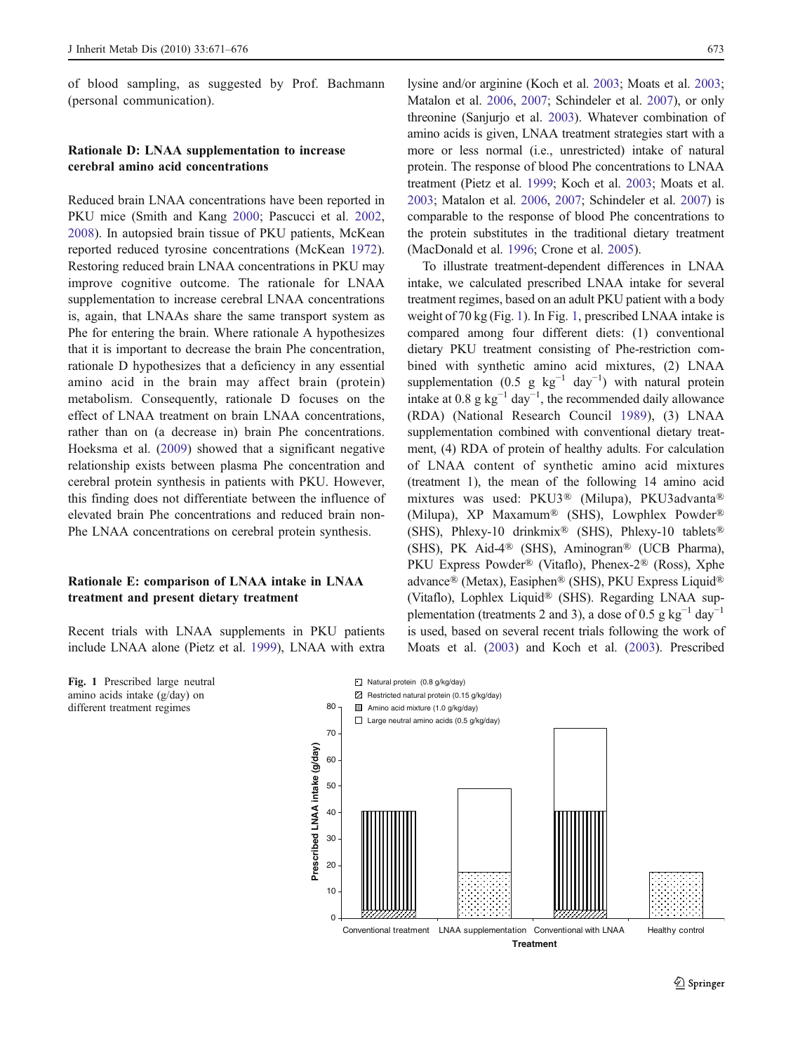of blood sampling, as suggested by Prof. Bachmann (personal communication).

### Rationale D: LNAA supplementation to increase cerebral amino acid concentrations

Reduced brain LNAA concentrations have been reported in PKU mice (Smith and Kang 2000; Pascucci et al. 2002, 2008). In autopsied brain tissue of PKU patients, McKean reported reduced tyrosine concentrations (McKean 1972). Restoring reduced brain LNAA concentrations in PKU may improve cognitive outcome. The rationale for LNAA supplementation to increase cerebral LNAA concentrations is, again, that LNAAs share the same transport system as Phe for entering the brain. Where rationale A hypothesizes that it is important to decrease the brain Phe concentration, rationale D hypothesizes that a deficiency in any essential amino acid in the brain may affect brain (protein) metabolism. Consequently, rationale D focuses on the effect of LNAA treatment on brain LNAA concentrations, rather than on (a decrease in) brain Phe concentrations. Hoeksma et al. (2009) showed that a significant negative relationship exists between plasma Phe concentration and cerebral protein synthesis in patients with PKU. However, this finding does not differentiate between the influence of elevated brain Phe concentrations and reduced brain non-Phe LNAA concentrations on cerebral protein synthesis.

### Rationale E: comparison of LNAA intake in LNAA treatment and present dietary treatment

Recent trials with LNAA supplements in PKU patients include LNAA alone (Pietz et al. 1999), LNAA with extra lysine and/or arginine (Koch et al. 2003; Moats et al. 2003; Matalon et al. 2006, 2007; Schindeler et al. 2007), or only threonine (Sanjurjo et al. 2003). Whatever combination of amino acids is given, LNAA treatment strategies start with a more or less normal (i.e., unrestricted) intake of natural protein. The response of blood Phe concentrations to LNAA treatment (Pietz et al. 1999; Koch et al. 2003; Moats et al. 2003; Matalon et al. 2006, 2007; Schindeler et al. 2007) is comparable to the response of blood Phe concentrations to the protein substitutes in the traditional dietary treatment (MacDonald et al. 1996; Crone et al. 2005).

To illustrate treatment-dependent differences in LNAA intake, we calculated prescribed LNAA intake for several treatment regimes, based on an adult PKU patient with a body weight of 70 kg (Fig. 1). In Fig. 1, prescribed LNAA intake is compared among four different diets: (1) conventional dietary PKU treatment consisting of Phe-restriction combined with synthetic amino acid mixtures, (2) LNAA supplementation (0.5 g $kg^{-1}$ $day^{-1}$) with natural protein intake at 0.8 g $kg^{-1}$ $day^{-1}$, the recommended daily allowance (RDA) (National Research Council 1989), (3) LNAA supplementation combined with conventional dietary treatment, (4) RDA of protein of healthy adults. For calculation of LNAA content of synthetic amino acid mixtures (treatment 1), the mean of the following 14 amino acid mixtures was used: PKU3® (Milupa), PKU3advanta® (Milupa), XP Maxamum® (SHS), Lowphlex Powder® (SHS), Phlexy-10 drinkmix® (SHS), Phlexy-10 tablets® (SHS), PK Aid-4® (SHS), Aminogran® (UCB Pharma), PKU Express Powder® (Vitaflo), Phenex-2® (Ross), Xphe advance® (Metax), Easiphen® (SHS), PKU Express Liquid® (Vitaflo), Lophlex Liquid® (SHS). Regarding LNAA supplementation (treatments 2 and 3), a dose of 0.5 g $kg^{-1}$ $day^{-1}$ is used, based on several recent trials following the work of Moats et al. (2003) and Koch et al. (2003). Prescribed

**Fig. 1** Prescribed large neutral amino acids intake (g/day) on different treatment regimes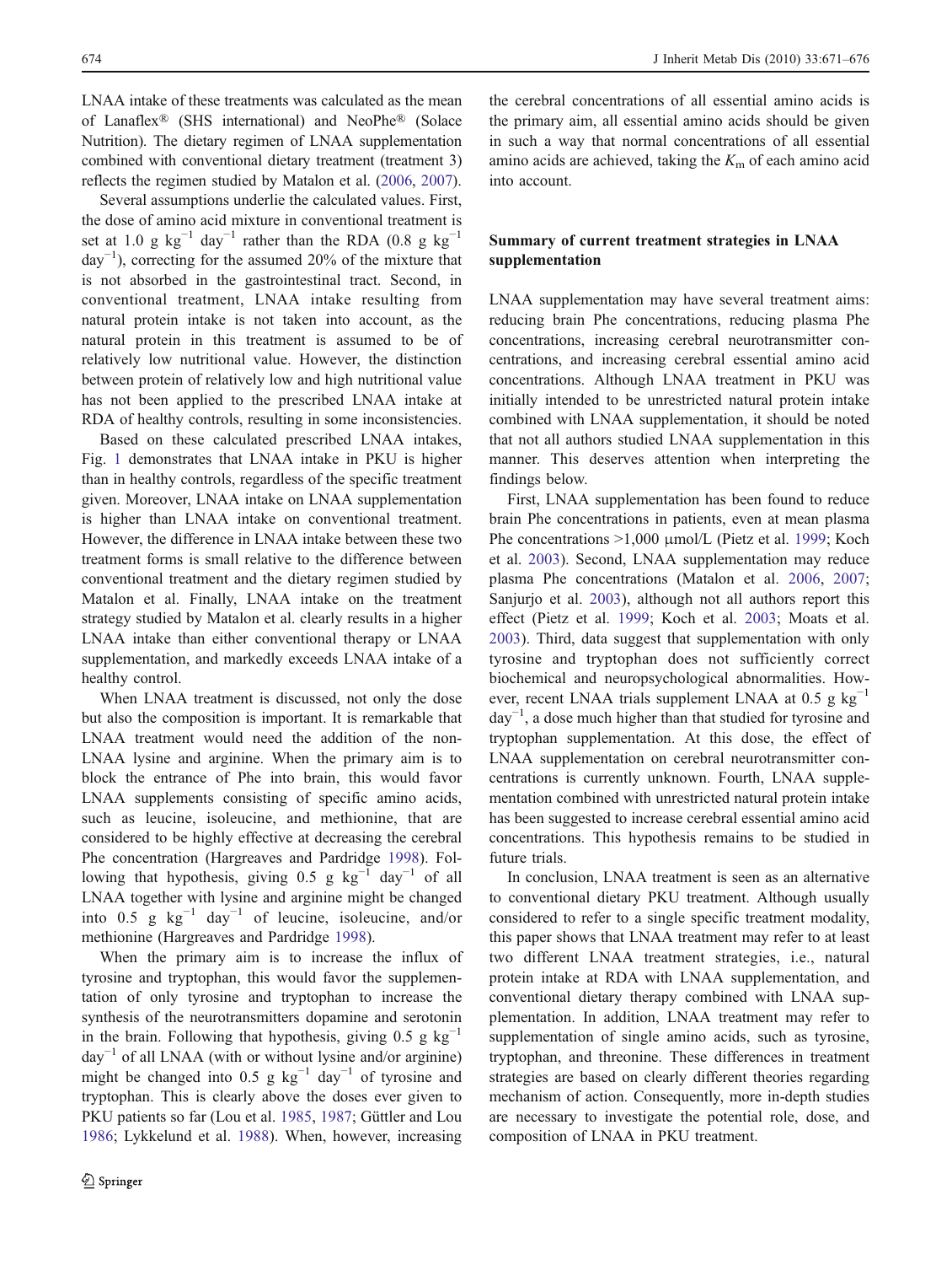LNAA intake of these treatments was calculated as the mean of Lanaflex® (SHS international) and NeoPhe® (Solace Nutrition). The dietary regimen of LNAA supplementation combined with conventional dietary treatment (treatment 3) reflects the regimen studied by Matalon et al. (2006, 2007).

Several assumptions underlie the calculated values. First, the dose of amino acid mixture in conventional treatment is set at 1.0 g $kg^{-1}$ $day^{-1}$ rather than the RDA (0.8 g $kg^{-1}$ $day^{-1}$), correcting for the assumed 20% of the mixture that is not absorbed in the gastrointestinal tract. Second, in conventional treatment, LNAA intake resulting from natural protein intake is not taken into account, as the natural protein in this treatment is assumed to be of relatively low nutritional value. However, the distinction between protein of relatively low and high nutritional value has not been applied to the prescribed LNAA intake at RDA of healthy controls, resulting in some inconsistencies.

Based on these calculated prescribed LNAA intakes, Fig. 1 demonstrates that LNAA intake in PKU is higher than in healthy controls, regardless of the specific treatment given. Moreover, LNAA intake on LNAA supplementation is higher than LNAA intake on conventional treatment. However, the difference in LNAA intake between these two treatment forms is small relative to the difference between conventional treatment and the dietary regimen studied by Matalon et al. Finally, LNAA intake on the treatment strategy studied by Matalon et al. clearly results in a higher LNAA intake than either conventional therapy or LNAA supplementation, and markedly exceeds LNAA intake of a healthy control.

When LNAA treatment is discussed, not only the dose but also the composition is important. It is remarkable that LNAA treatment would need the addition of the non-LNAA lysine and arginine. When the primary aim is to block the entrance of Phe into brain, this would favor LNAA supplements consisting of specific amino acids, such as leucine, isoleucine, and methionine, that are considered to be highly effective at decreasing the cerebral Phe concentration (Hargreaves and Pardridge 1998). Following that hypothesis, giving 0.5 g $kg^{-1}$ $day^{-1}$ of all LNAA together with lysine and arginine might be changed into 0.5 g $kg^{-1}$ $day^{-1}$ of leucine, isoleucine, and/or methionine (Hargreaves and Pardridge 1998).

When the primary aim is to increase the influx of tyrosine and tryptophan, this would favor the supplementation of only tyrosine and tryptophan to increase the synthesis of the neurotransmitters dopamine and serotonin in the brain. Following that hypothesis, giving 0.5 g $kg^{-1}$ $day^{-1}$ of all LNAA (with or without lysine and/or arginine) might be changed into 0.5 g $kg^{-1}$ $day^{-1}$ of tyrosine and tryptophan. This is clearly above the doses ever given to PKU patients so far (Lou et al. 1985, 1987; Güttler and Lou 1986; Lykkelund et al. 1988). When, however, increasing the cerebral concentrations of all essential amino acids is the primary aim, all essential amino acids should be given in such a way that normal concentrations of all essential amino acids are achieved, taking the $K_m$ of each amino acid into account.

## Summary of current treatment strategies in LNAA supplementation

LNAA supplementation may have several treatment aims: reducing brain Phe concentrations, reducing plasma Phe concentrations, increasing cerebral neurotransmitter concentrations, and increasing cerebral essential amino acid concentrations. Although LNAA treatment in PKU was initially intended to be unrestricted natural protein intake combined with LNAA supplementation, it should be noted that not all authors studied LNAA supplementation in this manner. This deserves attention when interpreting the findings below.

First, LNAA supplementation has been found to reduce brain Phe concentrations in patients, even at mean plasma Phe concentrations >1,000 µmol/L (Pietz et al. 1999; Koch et al. 2003). Second, LNAA supplementation may reduce plasma Phe concentrations (Matalon et al. 2006, 2007; Sanjurjo et al. 2003), although not all authors report this effect (Pietz et al. 1999; Koch et al. 2003; Moats et al. 2003). Third, data suggest that supplementation with only tyrosine and tryptophan does not sufficiently correct biochemical and neuropsychological abnormalities. However, recent LNAA trials supplement LNAA at 0.5 g $kg^{-1}$ $day^{-1}$, a dose much higher than that studied for tyrosine and tryptophan supplementation. At this dose, the effect of LNAA supplementation on cerebral neurotransmitter concentrations is currently unknown. Fourth, LNAA supplementation combined with unrestricted natural protein intake has been suggested to increase cerebral essential amino acid concentrations. This hypothesis remains to be studied in future trials.

In conclusion, LNAA treatment is seen as an alternative to conventional dietary PKU treatment. Although usually considered to refer to a single specific treatment modality, this paper shows that LNAA treatment may refer to at least two different LNAA treatment strategies, i.e., natural protein intake at RDA with LNAA supplementation, and conventional dietary therapy combined with LNAA supplementation. In addition, LNAA treatment may refer to supplementation of single amino acids, such as tyrosine, tryptophan, and threonine. These differences in treatment strategies are based on clearly different theories regarding mechanism of action. Consequently, more in-depth studies are necessary to investigate the potential role, dose, and composition of LNAA in PKU treatment.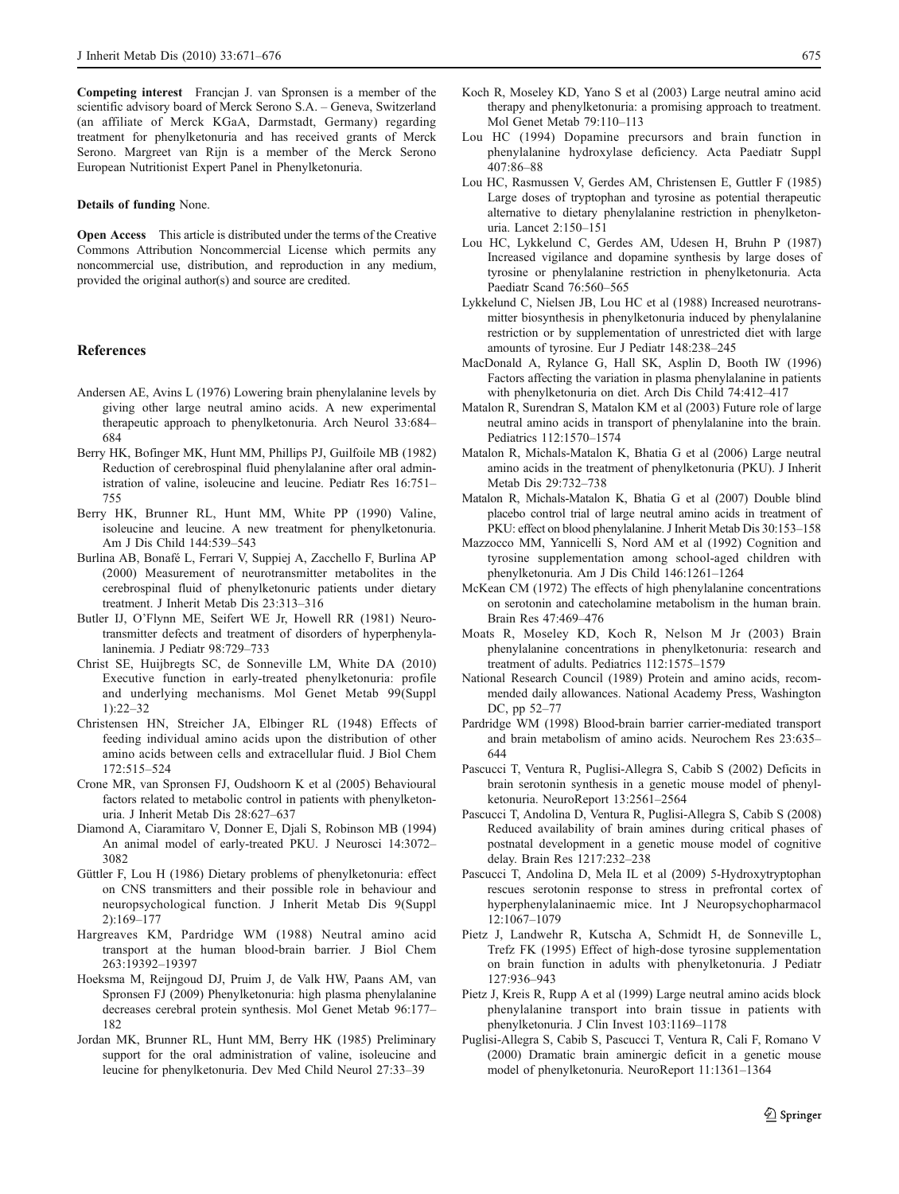**Competing interest** Francjan J. van Spronsen is a member of the scientific advisory board of Merck Serono S.A. – Geneva, Switzerland (an affiliate of Merck KGaA, Darmstadt, Germany) regarding treatment for phenylketonuria and has received grants of Merck Serono. Margreet van Rijn is a member of the Merck Serono European Nutritionist Expert Panel in Phenylketonuria.

**Details of funding** None.

**Open Access** This article is distributed under the terms of the Creative Commons Attribution Noncommercial License which permits any noncommercial use, distribution, and reproduction in any medium, provided the original author(s) and source are credited.

## References

Andersen AE, Avins L (1976) Lowering brain phenylalanine levels by giving other large neutral amino acids. A new experimental therapeutic approach to phenylketonuria. Arch Neurol 33:684–684

Berry HK, Bofinger MK, Hunt MM, Phillips PJ, Guilfoile MB (1982) Reduction of cerebrospinal fluid phenylalanine after oral administration of valine, isoleucine and leucine. Pediatr Res 16:751–755

Berry HK, Brunner RL, Hunt MM, White PP (1990) Valine, isoleucine and leucine. A new treatment for phenylketonuria. Am J Dis Child 144:539–543

Burlina AB, Bonafé L, Ferrari V, Suppiej A, Zacchello F, Burlina AP (2000) Measurement of neurotransmitter metabolites in the cerebrospinal fluid of phenylketonuric patients under dietary treatment. J Inherit Metab Dis 23:313–316

Butler IJ, O'Flynn ME, Seifert WE Jr, Howell RR (1981) Neurotransmitter defects and treatment of disorders of hyperphenylalaninemia. J Pediatr 98:729–733

Christ SE, Huijbregts SC, de Sonneville LM, White DA (2010) Executive function in early-treated phenylketonuria: profile and underlying mechanisms. Mol Genet Metab 99(Suppl 1):22–32

Christensen HN, Streicher JA, Elbinger RL (1948) Effects of feeding individual amino acids upon the distribution of other amino acids between cells and extracellular fluid. J Biol Chem 172:515–524

Crone MR, van Spronsen FJ, Oudshoorn K et al (2005) Behavioural factors related to metabolic control in patients with phenylketonuria. J Inherit Metab Dis 28:627–637

Diamond A, Ciaramitaro V, Donner E, Djali S, Robinson MB (1994) An animal model of early-treated PKU. J Neurosci 14:3072–3082

Güttler F, Lou H (1986) Dietary problems of phenylketonuria: effect on CNS transmitters and their possible role in behaviour and neuropsychological function. J Inherit Metab Dis 9(Suppl 2):169–177

Hargreaves KM, Pardridge WM (1988) Neutral amino acid transport at the human blood-brain barrier. J Biol Chem 263:19392–19397

Hoeksma M, Reijngoud DJ, Pruim J, de Valk HW, Paans AM, van Spronsen FJ (2009) Phenylketonuria: high plasma phenylalanine decreases cerebral protein synthesis. Mol Genet Metab 96:177–182

Jordan MK, Brunner RL, Hunt MM, Berry HK (1985) Preliminary support for the oral administration of valine, isoleucine and leucine for phenylketonuria. Dev Med Child Neurol 27:33–39

Koch R, Moseley KD, Yano S et al (2003) Large neutral amino acid therapy and phenylketonuria: a promising approach to treatment. Mol Genet Metab 79:110–113

Lou HC (1994) Dopamine precursors and brain function in phenylalanine hydroxylase deficiency. Acta Paediatr Suppl 407:86–88

Lou HC, Rasmussen V, Gerdes AM, Christensen E, Guttler F (1985) Large doses of tryptophan and tyrosine as potential therapeutic alternative to dietary phenylalanine restriction in phenylketonuria. Lancet 2:150–151

Lou HC, Lykkelund C, Gerdes AM, Udesen H, Bruhn P (1987) Increased vigilance and dopamine synthesis by large doses of tyrosine or phenylalanine restriction in phenylketonuria. Acta Paediatr Scand 76:560–565

Lykkelund C, Nielsen JB, Lou HC et al (1988) Increased neurotransmitter biosynthesis in phenylketonuria induced by phenylalanine restriction or by supplementation of unrestricted diet with large amounts of tyrosine. Eur J Pediatr 148:238–245

MacDonald A, Rylance G, Hall SK, Asplin D, Booth IW (1996) Factors affecting the variation in plasma phenylalanine in patients with phenylketonuria on diet. Arch Dis Child 74:412–417

Matalon R, Surendran S, Matalon KM et al (2003) Future role of large neutral amino acids in transport of phenylalanine into the brain. Pediatrics 112:1570–1574

Matalon R, Michals-Matalon K, Bhatia G et al (2006) Large neutral amino acids in the treatment of phenylketonuria (PKU). J Inherit Metab Dis 29:732–738

Matalon R, Michals-Matalon K, Bhatia G et al (2007) Double blind placebo control trial of large neutral amino acids in treatment of PKU: effect on blood phenylalanine. J Inherit Metab Dis 30:153–158

Mazzocco MM, Yannicelli S, Nord AM et al (1992) Cognition and tyrosine supplementation among school-aged children with phenylketonuria. Am J Dis Child 146:1261–1264

McKean CM (1972) The effects of high phenylalanine concentrations on serotonin and catecholamine metabolism in the human brain. Brain Res 47:469–476

Moats R, Moseley KD, Koch R, Nelson M Jr (2003) Brain phenylalanine concentrations in phenylketonuria: research and treatment of adults. Pediatrics 112:1575–1579

National Research Council (1989) Protein and amino acids, recommended daily allowances. National Academy Press, Washington DC, pp 52–77

Pardridge WM (1998) Blood-brain barrier carrier-mediated transport and brain metabolism of amino acids. Neurochem Res 23:635–644

Pascucci T, Ventura R, Puglisi-Allegra S, Cabib S (2002) Deficits in brain serotonin synthesis in a genetic mouse model of phenylketonuria. NeuroReport 13:2561–2564

Pascucci T, Andolina D, Ventura R, Puglisi-Allegra S, Cabib S (2008) Reduced availability of brain amines during critical phases of postnatal development in a genetic mouse model of cognitive delay. Brain Res 1217:232–238

Pascucci T, Andolina D, Mela IL et al (2009) 5-Hydroxytryptophan rescues serotonin response to stress in prefrontal cortex of hyperphenylalaninaemic mice. Int J Neuropsychopharmacol 12:1067–1079

Pietz J, Landwehr R, Kutscha A, Schmidt H, de Sonneville L, Trefz FK (1995) Effect of high-dose tyrosine supplementation on brain function in adults with phenylketonuria. J Pediatr 127:936–943

Pietz J, Kreis R, Rupp A et al (1999) Large neutral amino acids block phenylalanine transport into brain tissue in patients with phenylketonuria. J Clin Invest 103:1169–1178

Puglisi-Allegra S, Cabib S, Pascucci T, Ventura R, Cali F, Romano V (2000) Dramatic brain aminergic deficit in a genetic mouse model of phenylketonuria. NeuroReport 11:1361–1364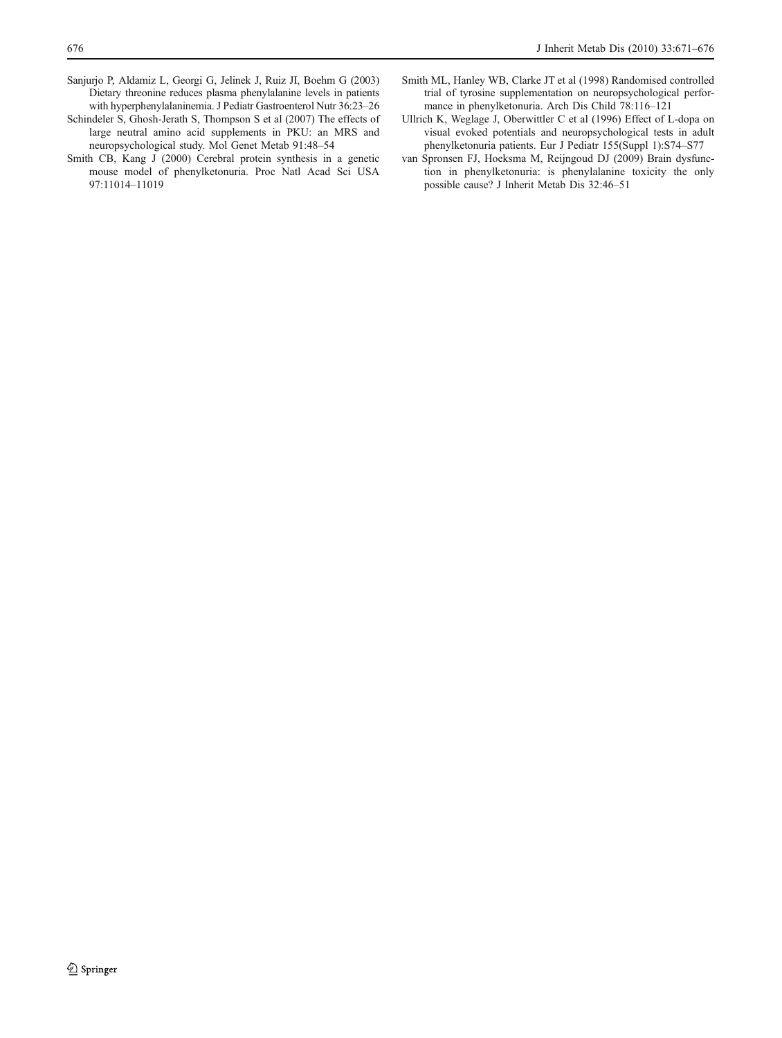Sanjurjo P, Aldamiz L, Georgi G, Jelinek J, Ruiz JI, Boehm G (2003) Dietary threonine reduces plasma phenylalanine levels in patients with hyperphenylalaninemia. J Pediatr Gastroenterol Nutr 36:23–26

Schindeler S, Ghosh-Jerath S, Thompson S et al (2007) The effects of large neutral amino acid supplements in PKU: an MRS and neuropsychological study. Mol Genet Metab 91:48–54

Smith CB, Kang J (2000) Cerebral protein synthesis in a genetic mouse model of phenylketonuria. Proc Natl Acad Sci USA 97:11014–11019

Smith ML, Hanley WB, Clarke JT et al (1998) Randomised controlled trial of tyrosine supplementation on neuropsychological performance in phenylketonuria. Arch Dis Child 78:116–121

Ullrich K, Weglage J, Oberwittler C et al (1996) Effect of L-dopa on visual evoked potentials and neuropsychological tests in adult phenylketonuria patients. Eur J Pediatr 155(Suppl 1):S74–S77

van Spronsen FJ, Hoeksma M, Reijngoud DJ (2009) Brain dysfunction in phenylketonuria: is phenylalanine toxicity the only possible cause? J Inherit Metab Dis 32:46–51